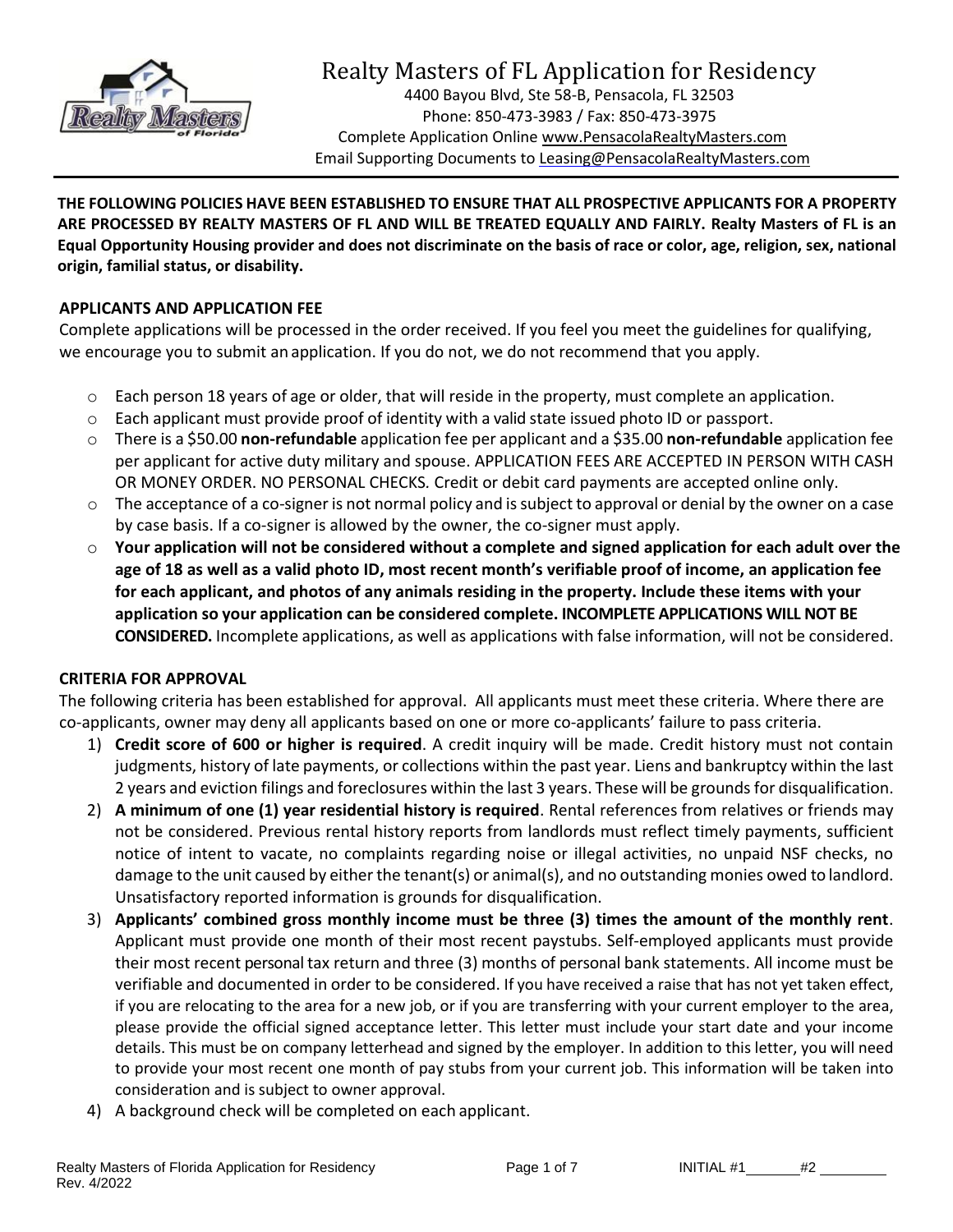# Realty Masters of FL Application for Residency

4400 Bayou Blvd, Ste 58-B, Pensacola, FL 32503
Phone: 850-473-3983 / Fax: 850-473-3975
Complete Application Online www.PensacolaRealtyMasters.com
Email Supporting Documents to Leasing@PensacolaRealtyMasters.com

---

**THE FOLLOWING POLICIES HAVE BEEN ESTABLISHED TO ENSURE THAT ALL PROSPECTIVE APPLICANTS FOR A PROPERTY ARE PROCESSED BY REALTY MASTERS OF FL AND WILL BE TREATED EQUALLY AND FAIRLY. Realty Masters of FL is an Equal Opportunity Housing provider and does not discriminate on the basis of race or color, age, religion, sex, national origin, familial status, or disability.**

## APPLICANTS AND APPLICATION FEE

Complete applications will be processed in the order received. If you feel you meet the guidelines for qualifying, we encourage you to submit an application. If you do not, we do not recommend that you apply.

- Each person 18 years of age or older, that will reside in the property, must complete an application.
- Each applicant must provide proof of identity with a valid state issued photo ID or passport.
- There is a $50.00 **non-refundable** application fee per applicant and a $35.00 **non-refundable** application fee per applicant for active duty military and spouse. APPLICATION FEES ARE ACCEPTED IN PERSON WITH CASH OR MONEY ORDER. NO PERSONAL CHECKS. Credit or debit card payments are accepted online only.
- The acceptance of a co-signer is not normal policy and is subject to approval or denial by the owner on a case by case basis. If a co-signer is allowed by the owner, the co-signer must apply.
- **Your application will not be considered without a complete and signed application for each adult over the age of 18 as well as a valid photo ID, most recent month's verifiable proof of income, an application fee for each applicant, and photos of any animals residing in the property. Include these items with your application so your application can be considered complete. INCOMPLETE APPLICATIONS WILL NOT BE CONSIDERED.** Incomplete applications, as well as applications with false information, will not be considered.

## CRITERIA FOR APPROVAL

The following criteria has been established for approval. All applicants must meet these criteria. Where there are co-applicants, owner may deny all applicants based on one or more co-applicants' failure to pass criteria.

1) **Credit score of 600 or higher is required**. A credit inquiry will be made. Credit history must not contain judgments, history of late payments, or collections within the past year. Liens and bankruptcy within the last 2 years and eviction filings and foreclosures within the last 3 years. These will be grounds for disqualification.
2) **A minimum of one (1) year residential history is required**. Rental references from relatives or friends may not be considered. Previous rental history reports from landlords must reflect timely payments, sufficient notice of intent to vacate, no complaints regarding noise or illegal activities, no unpaid NSF checks, no damage to the unit caused by either the tenant(s) or animal(s), and no outstanding monies owed to landlord. Unsatisfactory reported information is grounds for disqualification.
3) **Applicants' combined gross monthly income must be three (3) times the amount of the monthly rent**. Applicant must provide one month of their most recent paystubs. Self-employed applicants must provide their most recent personal tax return and three (3) months of personal bank statements. All income must be verifiable and documented in order to be considered. If you have received a raise that has not yet taken effect, if you are relocating to the area for a new job, or if you are transferring with your current employer to the area, please provide the official signed acceptance letter. This letter must include your start date and your income details. This must be on company letterhead and signed by the employer. In addition to this letter, you will need to provide your most recent one month of pay stubs from your current job. This information will be taken into consideration and is subject to owner approval.
4) A background check will be completed on each applicant.

INITIAL #1\_\_\_\_\_\_\_ #2 \_\_\_\_\_\_\_\_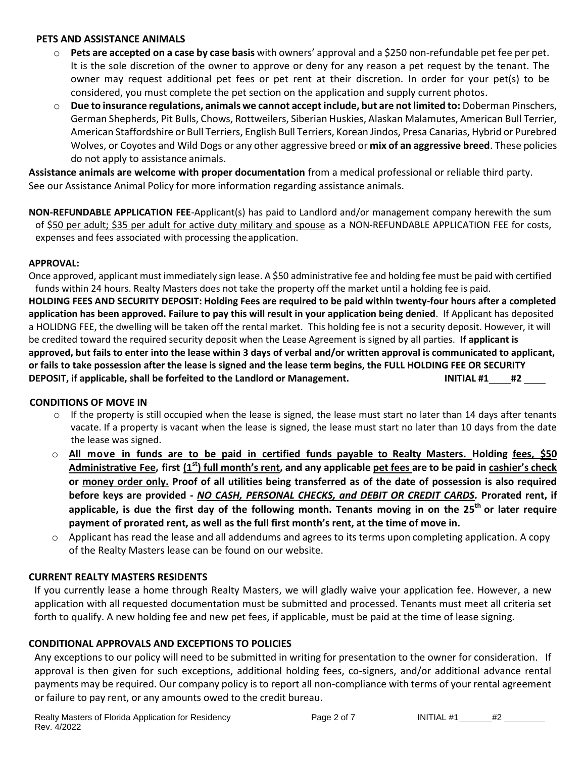**PETS AND ASSISTANCE ANIMALS**

- **Pets are accepted on a case by case basis** with owners' approval and a $250 non-refundable pet fee per pet. It is the sole discretion of the owner to approve or deny for any reason a pet request by the tenant. The owner may request additional pet fees or pet rent at their discretion. In order for your pet(s) to be considered, you must complete the pet section on the application and supply current photos.
- **Due to insurance regulations, animals we cannot accept include, but are not limited to:** Doberman Pinschers, German Shepherds, Pit Bulls, Chows, Rottweilers, Siberian Huskies, Alaskan Malamutes, American Bull Terrier, American Staffordshire or Bull Terriers, English Bull Terriers, Korean Jindos, Presa Canarias, Hybrid or Purebred Wolves, or Coyotes and Wild Dogs or any other aggressive breed or **mix of an aggressive breed**. These policies do not apply to assistance animals.

**Assistance animals are welcome with proper documentation** from a medical professional or reliable third party. See our Assistance Animal Policy for more information regarding assistance animals.

**NON-REFUNDABLE APPLICATION FEE**-Applicant(s) has paid to Landlord and/or management company herewith the sum of $50 per adult; $35 per adult for active duty military and spouse as a NON-REFUNDABLE APPLICATION FEE for costs, expenses and fees associated with processing the application.

**APPROVAL:**

Once approved, applicant must immediately sign lease. A $50 administrative fee and holding fee must be paid with certified funds within 24 hours. Realty Masters does not take the property off the market until a holding fee is paid.

**HOLDING FEES AND SECURITY DEPOSIT: Holding Fees are required to be paid within twenty-four hours after a completed application has been approved. Failure to pay this will result in your application being denied**. If Applicant has deposited a HOLIDNG FEE, the dwelling will be taken off the rental market. This holding fee is not a security deposit. However, it will be credited toward the required security deposit when the Lease Agreement is signed by all parties. **If applicant is approved, but fails to enter into the lease within 3 days of verbal and/or written approval is communicated to applicant, or fails to take possession after the lease is signed and the lease term begins, the FULL HOLDING FEE OR SECURITY DEPOSIT, if applicable, shall be forfeited to the Landlord or Management.** **INITIAL #1\_\_\_\_ #2 \_\_\_\_**

**CONDITIONS OF MOVE IN**

- If the property is still occupied when the lease is signed, the lease must start no later than 14 days after tenants vacate. If a property is vacant when the lease is signed, the lease must start no later than 10 days from the date the lease was signed.
- **All move in funds are to be paid in certified funds payable to Realty Masters. Holding fees, $50 Administrative Fee, first (1st) full month's rent, and any applicable pet fees are to be paid in cashier's check or money order only. Proof of all utilities being transferred as of the date of possession is also required before keys are provided - *NO CASH, PERSONAL CHECKS, and DEBIT OR CREDIT CARDS.* Prorated rent, if applicable, is due the first day of the following month. Tenants moving in on the 25th or later require payment of prorated rent, as well as the full first month's rent, at the time of move in.**
- Applicant has read the lease and all addendums and agrees to its terms upon completing application. A copy of the Realty Masters lease can be found on our website.

**CURRENT REALTY MASTERS RESIDENTS**

If you currently lease a home through Realty Masters, we will gladly waive your application fee. However, a new application with all requested documentation must be submitted and processed. Tenants must meet all criteria set forth to qualify. A new holding fee and new pet fees, if applicable, must be paid at the time of lease signing.

**CONDITIONAL APPROVALS AND EXCEPTIONS TO POLICIES**

Any exceptions to our policy will need to be submitted in writing for presentation to the owner for consideration. If approval is then given for such exceptions, additional holding fees, co-signers, and/or additional advance rental payments may be required. Our company policy is to report all non-compliance with terms of your rental agreement or failure to pay rent, or any amounts owed to the credit bureau.

INITIAL #1\_\_\_\_\_\_\_ #2 \_\_\_\_\_\_\_\_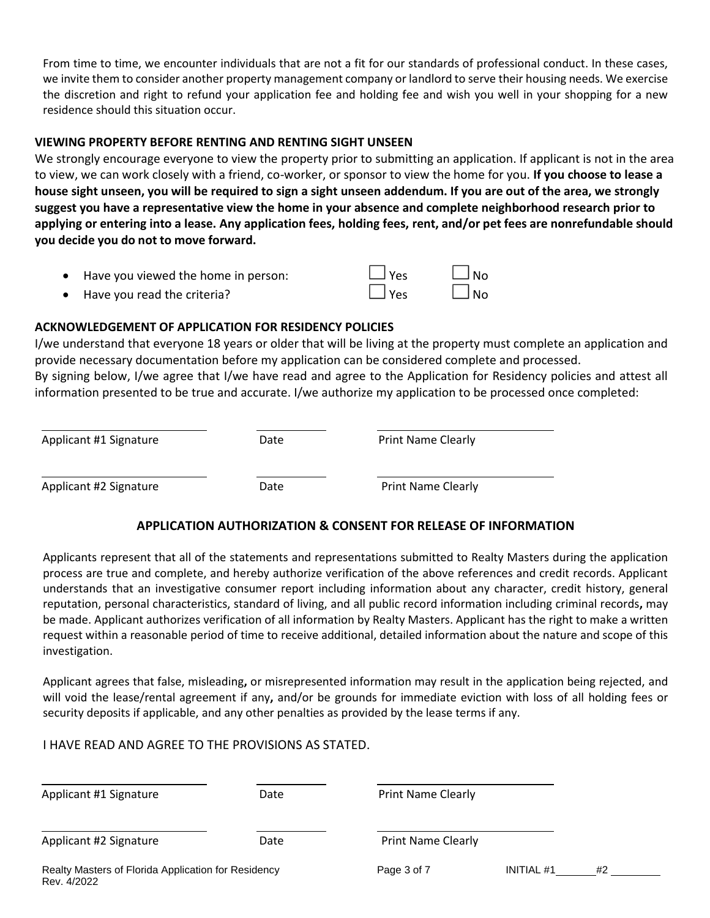From time to time, we encounter individuals that are not a fit for our standards of professional conduct. In these cases, we invite them to consider another property management company or landlord to serve their housing needs. We exercise the discretion and right to refund your application fee and holding fee and wish you well in your shopping for a new residence should this situation occur.

**VIEWING PROPERTY BEFORE RENTING AND RENTING SIGHT UNSEEN**

We strongly encourage everyone to view the property prior to submitting an application. If applicant is not in the area to view, we can work closely with a friend, co-worker, or sponsor to view the home for you. **If you choose to lease a house sight unseen, you will be required to sign a sight unseen addendum. If you are out of the area, we strongly suggest you have a representative view the home in your absence and complete neighborhood research prior to applying or entering into a lease. Any application fees, holding fees, rent, and/or pet fees are nonrefundable should you decide you do not to move forward.**

- Have you viewed the home in person: ☐ Yes ☐ No
- Have you read the criteria? ☐ Yes ☐ No

**ACKNOWLEDGEMENT OF APPLICATION FOR RESIDENCY POLICIES**

I/we understand that everyone 18 years or older that will be living at the property must complete an application and provide necessary documentation before my application can be considered complete and processed.

By signing below, I/we agree that I/we have read and agree to the Application for Residency policies and attest all information presented to be true and accurate. I/we authorize my application to be processed once completed:

| ______________________ | __________ | ______________________ |
|---|---|---|
| Applicant #1 Signature | Date | Print Name Clearly |
| ______________________ | __________ | ______________________ |
| Applicant #2 Signature | Date | Print Name Clearly |

## APPLICATION AUTHORIZATION & CONSENT FOR RELEASE OF INFORMATION

Applicants represent that all of the statements and representations submitted to Realty Masters during the application process are true and complete, and hereby authorize verification of the above references and credit records. Applicant understands that an investigative consumer report including information about any character, credit history, general reputation, personal characteristics, standard of living, and all public record information including criminal records**,** may be made. Applicant authorizes verification of all information by Realty Masters. Applicant has the right to make a written request within a reasonable period of time to receive additional, detailed information about the nature and scope of this investigation.

Applicant agrees that false, misleading**,** or misrepresented information may result in the application being rejected, and will void the lease/rental agreement if any**,** and/or be grounds for immediate eviction with loss of all holding fees or security deposits if applicable, and any other penalties as provided by the lease terms if any.

I HAVE READ AND AGREE TO THE PROVISIONS AS STATED.

| ______________________ | __________ | ______________________ |
|---|---|---|
| Applicant #1 Signature | Date | Print Name Clearly |
| ______________________ | __________ | ______________________ |
| Applicant #2 Signature | Date | Print Name Clearly |

INITIAL #1_______ #2 ________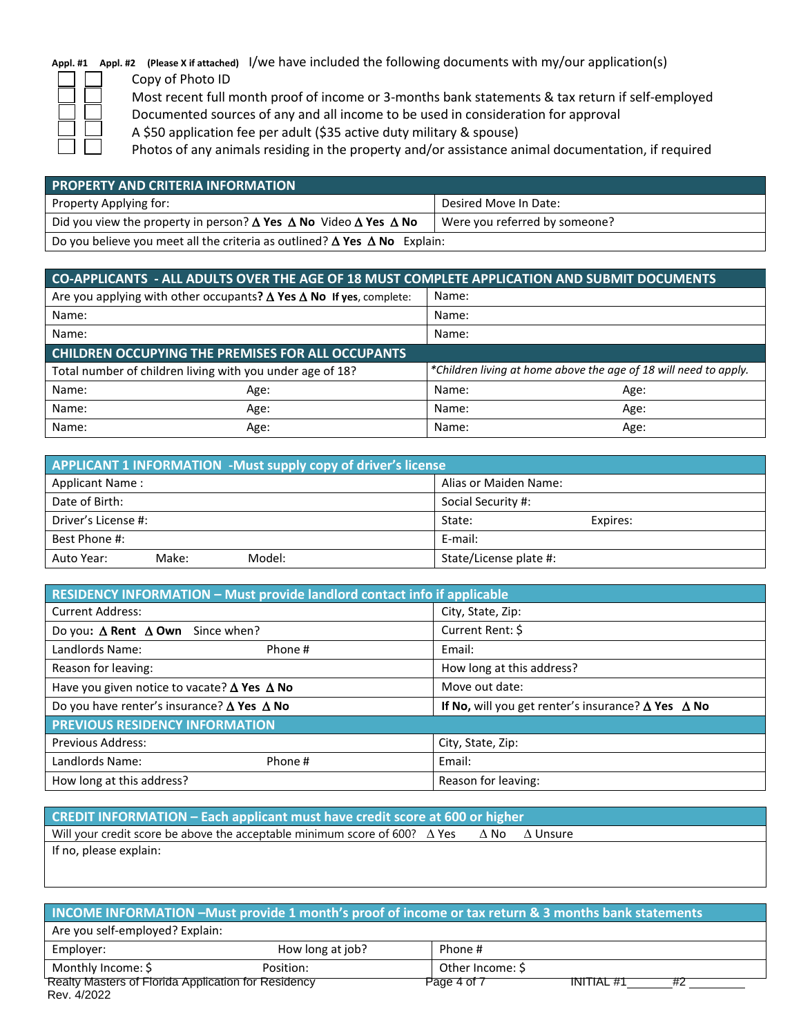**Appl. #1** **Appl. #2** **(Please X if attached)** I/we have included the following documents with my/our application(s)

| Appl. #1 | Appl. #2 | Document |
|---|---|---|
| ☐ | ☐ | Copy of Photo ID |
| ☐ | ☐ | Most recent full month proof of income or 3-months bank statements & tax return if self-employed |
| ☐ | ☐ | Documented sources of any and all income to be used in consideration for approval |
| ☐ | ☐ | A $50 application fee per adult ($35 active duty military & spouse) |
| ☐ | ☐ | Photos of any animals residing in the property and/or assistance animal documentation, if required |

| PROPERTY AND CRITERIA INFORMATION | |
|---|---|
| Property Applying for: | Desired Move In Date: |
| Did you view the property in person? Δ **Yes** Δ **No** Video Δ **Yes** Δ **No** | Were you referred by someone? |
| Do you believe you meet all the criteria as outlined? Δ **Yes** Δ **No** Explain: | |

| CO-APPLICANTS - ALL ADULTS OVER THE AGE OF 18 MUST COMPLETE APPLICATION AND SUBMIT DOCUMENTS | | | |
|---|---|---|---|
| Are you applying with other occupants? Δ **Yes** Δ **No** **If yes**, complete: | | Name: | |
| Name: | | Name: | |
| Name: | | Name: | |
| **CHILDREN OCCUPYING THE PREMISES FOR ALL OCCUPANTS** | | | |
| Total number of children living with you under age of 18? | | *\*Children living at home above the age of 18 will need to apply.* | |
| Name: | Age: | Name: | Age: |
| Name: | Age: | Name: | Age: |
| Name: | Age: | Name: | Age: |

| APPLICANT 1 INFORMATION -Must supply copy of driver's license | |
|---|---|
| Applicant Name : | Alias or Maiden Name: |
| Date of Birth: | Social Security #: |
| Driver's License #: | State: Expires: |
| Best Phone #: | E-mail: |
| Auto Year: Make: Model: | State/License plate #: |

| RESIDENCY INFORMATION – Must provide landlord contact info if applicable | |
|---|---|
| Current Address: | City, State, Zip: |
| Do you**:** Δ **Rent** Δ **Own** Since when? | Current Rent: $ |
| Landlords Name: Phone # | Email: |
| Reason for leaving: | How long at this address? |
| Have you given notice to vacate? Δ **Yes** Δ **No** | Move out date: |
| Do you have renter's insurance? Δ **Yes** Δ **No** | **If No,** will you get renter's insurance? Δ **Yes** Δ **No** |
| **PREVIOUS RESIDENCY INFORMATION** | |
| Previous Address: | City, State, Zip: |
| Landlords Name: Phone # | Email: |
| How long at this address? | Reason for leaving: |

| CREDIT INFORMATION – Each applicant must have credit score at 600 or higher |
|---|
| Will your credit score be above the acceptable minimum score of 600? Δ Yes Δ No Δ Unsure |
| If no, please explain: |

| INCOME INFORMATION –Must provide 1 month's proof of income or tax return & 3 months bank statements | | |
|---|---|---|
| Are you self-employed? Explain: | | |
| Employer: | How long at job? | Phone # |
| Monthly Income: $ | Position: | Other Income: $ |

Realty Masters of Florida Application for Residency
Rev. 4/2022

INITIAL #1_______ #2_________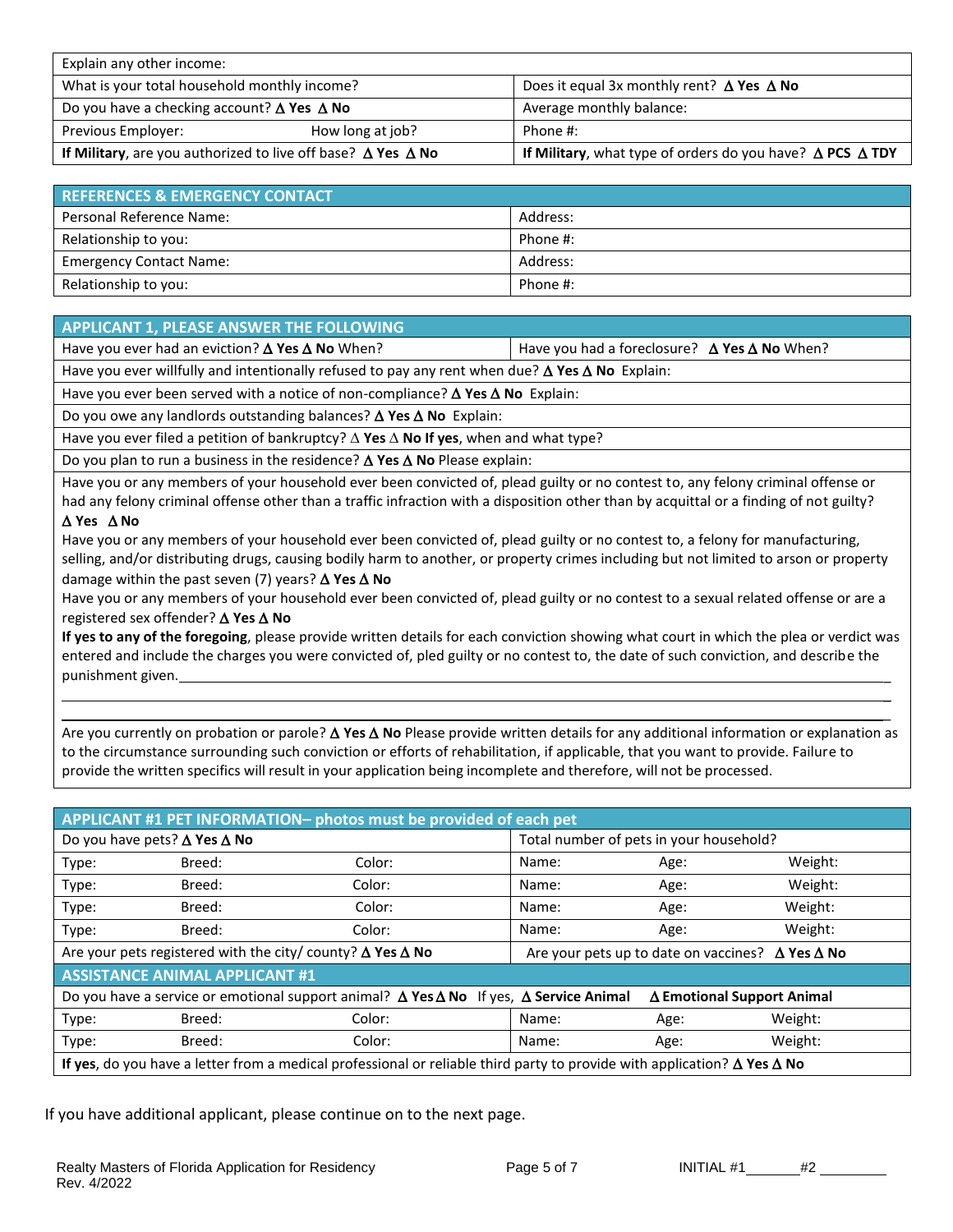| Explain any other income: | |
|---|---|
| What is your total household monthly income? | Does it equal 3x monthly rent? **∆ Yes ∆ No** |
| Do you have a checking account? **∆ Yes ∆ No** | Average monthly balance: |
| Previous Employer: How long at job? | Phone #: |
| **If Military**, are you authorized to live off base? **∆ Yes ∆ No** | **If Military**, what type of orders do you have? **∆ PCS ∆ TDY** |

| **REFERENCES & EMERGENCY CONTACT** | |
|---|---|
| Personal Reference Name: | Address: |
| Relationship to you: | Phone #: |
| Emergency Contact Name: | Address: |
| Relationship to you: | Phone #: |

## APPLICANT 1, PLEASE ANSWER THE FOLLOWING

| Have you ever had an eviction? **∆ Yes ∆ No** When? | Have you had a foreclosure? **∆ Yes ∆ No** When? |
|---|---|

Have you ever willfully and intentionally refused to pay any rent when due? **∆ Yes ∆ No** Explain:

Have you ever been served with a notice of non-compliance? **∆ Yes ∆ No** Explain:

Do you owe any landlords outstanding balances? **∆ Yes ∆ No** Explain:

Have you ever filed a petition of bankruptcy? ∆ **Yes** ∆ **No If yes**, when and what type?

Do you plan to run a business in the residence? **∆ Yes ∆ No** Please explain:

Have you or any members of your household ever been convicted of, plead guilty or no contest to, any felony criminal offense or had any felony criminal offense other than a traffic infraction with a disposition other than by acquittal or a finding of not guilty? **∆ Yes ∆ No**

Have you or any members of your household ever been convicted of, plead guilty or no contest to, a felony for manufacturing, selling, and/or distributing drugs, causing bodily harm to another, or property crimes including but not limited to arson or property damage within the past seven (7) years? **∆ Yes ∆ No**

Have you or any members of your household ever been convicted of, plead guilty or no contest to a sexual related offense or are a registered sex offender? **∆ Yes ∆ No**

**If yes to any of the foregoing**, please provide written details for each conviction showing what court in which the plea or verdict was entered and include the charges you were convicted of, pled guilty or no contest to, the date of such conviction, and describe the punishment given.________________________________________________

_______________________________________________________________________________

_______________________________________________________________________________

Are you currently on probation or parole? **∆ Yes ∆ No** Please provide written details for any additional information or explanation as to the circumstance surrounding such conviction or efforts of rehabilitation, if applicable, that you want to provide. Failure to provide the written specifics will result in your application being incomplete and therefore, will not be processed.

## APPLICANT #1 PET INFORMATION– photos must be provided of each pet

| Do you have pets? **∆ Yes ∆ No** | | | Total number of pets in your household? | | |
|---|---|---|---|---|---|
| Type: | Breed: | Color: | Name: | Age: | Weight: |
| Type: | Breed: | Color: | Name: | Age: | Weight: |
| Type: | Breed: | Color: | Name: | Age: | Weight: |
| Type: | Breed: | Color: | Name: | Age: | Weight: |
| Are your pets registered with the city/ county? **∆ Yes ∆ No** | | | Are your pets up to date on vaccines? **∆ Yes ∆ No** | | |

## ASSISTANCE ANIMAL APPLICANT #1

| Do you have a service or emotional support animal? **∆ Yes ∆ No** If yes, **∆ Service Animal ∆ Emotional Support Animal** | | | | | |
|---|---|---|---|---|---|
| Type: | Breed: | Color: | Name: | Age: | Weight: |
| Type: | Breed: | Color: | Name: | Age: | Weight: |
| **If yes**, do you have a letter from a medical professional or reliable third party to provide with application? **∆ Yes ∆ No** | | | | | |

If you have additional applicant, please continue on to the next page.

INITIAL #1_______ #2 _________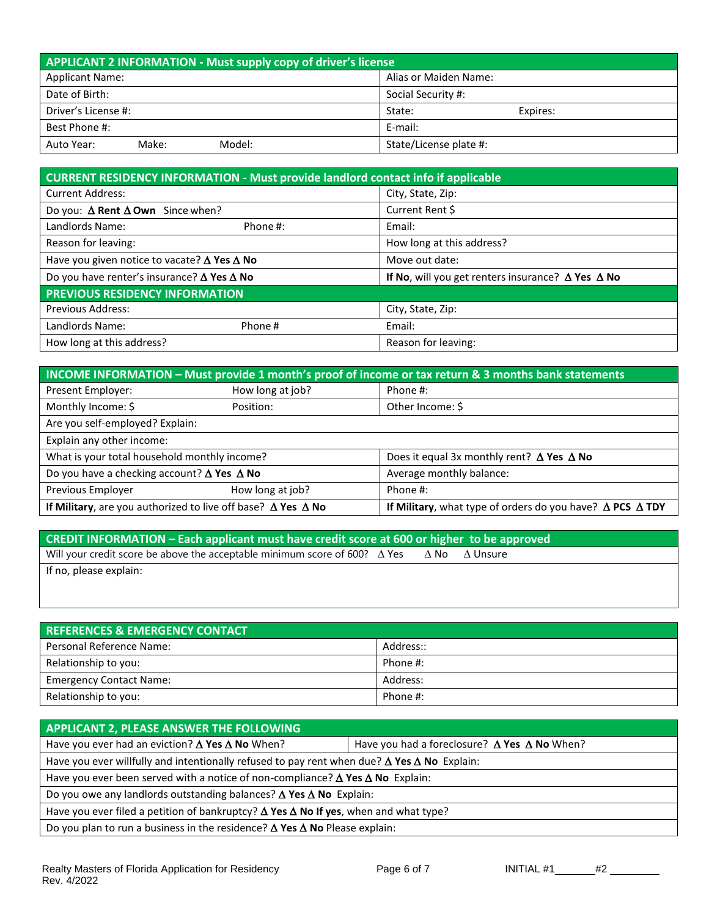| **APPLICANT 2 INFORMATION - Must supply copy of driver's license** | |
|---|---|
| Applicant Name: | Alias or Maiden Name: |
| Date of Birth: | Social Security #: |
| Driver's License #: | State: Expires: |
| Best Phone #: | E-mail: |
| Auto Year: Make: Model: | State/License plate #: |

| **CURRENT RESIDENCY INFORMATION - Must provide landlord contact info if applicable** | |
|---|---|
| Current Address: | City, State, Zip: |
| Do you: Δ **Rent** Δ **Own** Since when? | Current Rent $ |
| Landlords Name: Phone #: | Email: |
| Reason for leaving: | How long at this address? |
| Have you given notice to vacate? Δ **Yes** Δ **No** | Move out date: |
| Do you have renter's insurance? Δ **Yes** Δ **No** | **If No**, will you get renters insurance? Δ **Yes** Δ **No** |
| **PREVIOUS RESIDENCY INFORMATION** | |
| Previous Address: | City, State, Zip: |
| Landlords Name: Phone # | Email: |
| How long at this address? | Reason for leaving: |

| **INCOME INFORMATION – Must provide 1 month's proof of income or tax return & 3 months bank statements** | | |
|---|---|---|
| Present Employer: | How long at job? | Phone #: |
| Monthly Income: $ | Position: | Other Income: $ |
| Are you self-employed? Explain: | | |
| Explain any other income: | | |
| What is your total household monthly income? | | Does it equal 3x monthly rent? Δ **Yes** Δ **No** |
| Do you have a checking account? Δ **Yes** Δ **No** | | Average monthly balance: |
| Previous Employer | How long at job? | Phone #: |
| **If Military**, are you authorized to live off base? Δ **Yes** Δ **No** | | **If Military**, what type of orders do you have? Δ **PCS** Δ **TDY** |

| **CREDIT INFORMATION – Each applicant must have credit score at 600 or higher to be approved** |
|---|
| Will your credit score be above the acceptable minimum score of 600? Δ Yes Δ No Δ Unsure |
| If no, please explain: |

| **REFERENCES & EMERGENCY CONTACT** | |
|---|---|
| Personal Reference Name: | Address:: |
| Relationship to you: | Phone #: |
| Emergency Contact Name: | Address: |
| Relationship to you: | Phone #: |

| **APPLICANT 2, PLEASE ANSWER THE FOLLOWING** | |
|---|---|
| Have you ever had an eviction? Δ **Yes** Δ **No** When? | Have you had a foreclosure? Δ **Yes** Δ **No** When? |
| Have you ever willfully and intentionally refused to pay rent when due? Δ **Yes** Δ **No** Explain: | |
| Have you ever been served with a notice of non-compliance? Δ **Yes** Δ **No** Explain: | |
| Do you owe any landlords outstanding balances? Δ **Yes** Δ **No** Explain: | |
| Have you ever filed a petition of bankruptcy? Δ **Yes** Δ **No** **If yes**, when and what type? | |
| Do you plan to run a business in the residence? Δ **Yes** Δ **No** Please explain: | |

INITIAL #1_______ #2 _________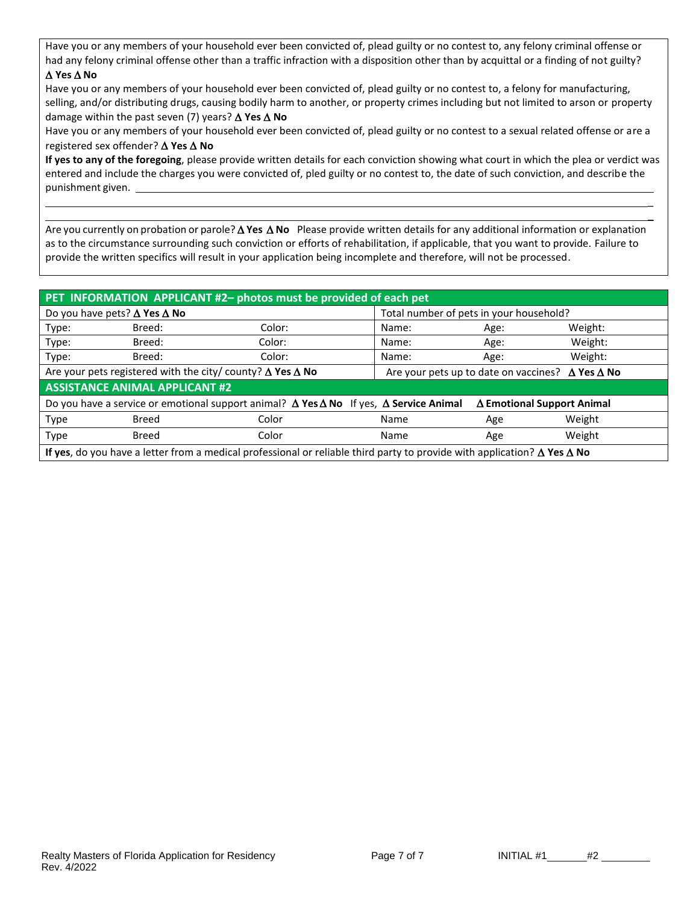Have you or any members of your household ever been convicted of, plead guilty or no contest to, any felony criminal offense or had any felony criminal offense other than a traffic infraction with a disposition other than by acquittal or a finding of not guilty? **Δ Yes Δ No**

Have you or any members of your household ever been convicted of, plead guilty or no contest to, a felony for manufacturing, selling, and/or distributing drugs, causing bodily harm to another, or property crimes including but not limited to arson or property damage within the past seven (7) years? **Δ Yes Δ No**

Have you or any members of your household ever been convicted of, plead guilty or no contest to a sexual related offense or are a registered sex offender? **Δ Yes Δ No**

**If yes to any of the foregoing**, please provide written details for each conviction showing what court in which the plea or verdict was entered and include the charges you were convicted of, pled guilty or no contest to, the date of such conviction, and describe the punishment given. ______________________________________________________________________________

______________________________________________________________________________

______________________________________________________________________________

Are you currently on probation or parole? **Δ Yes Δ No** Please provide written details for any additional information or explanation as to the circumstance surrounding such conviction or efforts of rehabilitation, if applicable, that you want to provide. Failure to provide the written specifics will result in your application being incomplete and therefore, will not be processed.

| **PET INFORMATION APPLICANT #2– photos must be provided of each pet** | | | | | |
|---|---|---|---|---|---|
| Do you have pets? **Δ Yes Δ No** | | | Total number of pets in your household? | | |
| Type: | Breed: | Color: | Name: | Age: | Weight: |
| Type: | Breed: | Color: | Name: | Age: | Weight: |
| Type: | Breed: | Color: | Name: | Age: | Weight: |
| Are your pets registered with the city/ county? **Δ Yes Δ No** | | | Are your pets up to date on vaccines? **Δ Yes Δ No** | | |
| **ASSISTANCE ANIMAL APPLICANT #2** | | | | | |
| Do you have a service or emotional support animal? **Δ Yes Δ No** If yes, **Δ Service Animal Δ Emotional Support Animal** | | | | | |
| Type | Breed | Color | Name | Age | Weight |
| Type | Breed | Color | Name | Age | Weight |
| **If yes**, do you have a letter from a medical professional or reliable third party to provide with application? **Δ Yes Δ No** | | | | | |

INITIAL #1_______ #2 _________